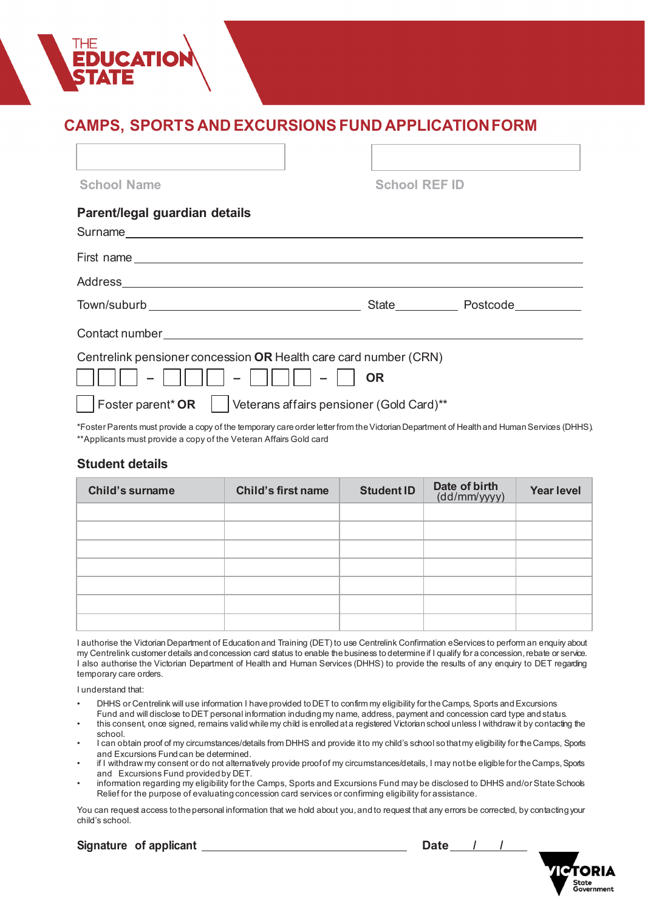THE EDUCATION STATE

# CAMPS, SPORTS AND EXCURSIONS FUND APPLICATION FORM

School Name

School REF ID

## Parent/legal guardian details

Surname ______________________________

First name ______________________________

Address ______________________________

Town/suburb ______________________________ State __________ Postcode __________

Contact number ______________________________

Centrelink pensioner concession **OR** Health care card number (CRN)

☐☐☐ – ☐☐☐ – ☐☐☐ – ☐ **OR**

☐ Foster parent* **OR** ☐ Veterans affairs pensioner (Gold Card)**

*Foster Parents must provide a copy of the temporary care order letter from the Victorian Department of Health and Human Services (DHHS).
**Applicants must provide a copy of the Veteran Affairs Gold card

## Student details

| Child's surname | Child's first name | Student ID | Date of birth (dd/mm/yyyy) | Year level |
|---|---|---|---|---|
| | | | | |
| | | | | |
| | | | | |
| | | | | |
| | | | | |
| | | | | |
| | | | | |

I authorise the Victorian Department of Education and Training (DET) to use Centrelink Confirmation eServices to perform an enquiry about my Centrelink customer details and concession card status to enable the business to determine if I qualify for a concession, rebate or service. I also authorise the Victorian Department of Health and Human Services (DHHS) to provide the results of any enquiry to DET regarding temporary care orders.

I understand that:

- DHHS or Centrelink will use information I have provided to DET to confirm my eligibility for the Camps, Sports and Excursions Fund and will disclose to DET personal information including my name, address, payment and concession card type and status.
- this consent, once signed, remains valid while my child is enrolled at a registered Victorian school unless I withdraw it by contacting the school.
- I can obtain proof of my circumstances/details from DHHS and provide it to my child's school so that my eligibility for the Camps, Sports and Excursions Fund can be determined.
- if I withdraw my consent or do not alternatively provide proof of my circumstances/details, I may not be eligible for the Camps, Sports and Excursions Fund provided by DET.
- information regarding my eligibility for the Camps, Sports and Excursions Fund may be disclosed to DHHS and/or State Schools Relief for the purpose of evaluating concession card services or confirming eligibility for assistance.

You can request access to the personal information that we hold about you, and to request that any errors be corrected, by contacting your child's school.

**Signature of applicant** ______________________________ **Date** ___/___/___

VICTORIA State Government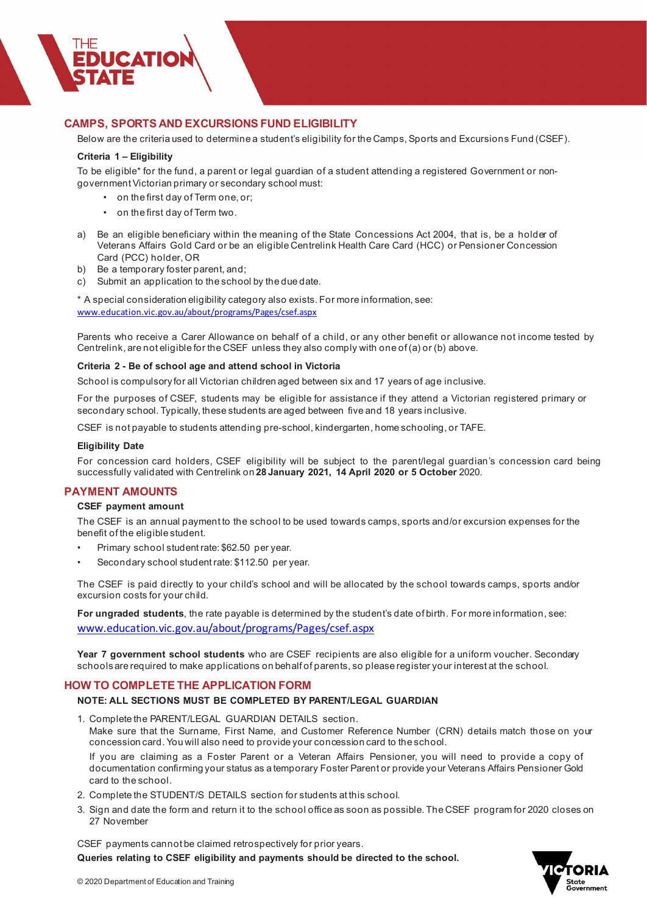## CAMPS, SPORTS AND EXCURSIONS FUND ELIGIBILITY

Below are the criteria used to determine a student's eligibility for the Camps, Sports and Excursions Fund (CSEF).

**Criteria 1 – Eligibility**

To be eligible* for the fund, a parent or legal guardian of a student attending a registered Government or non-government Victorian primary or secondary school must:

- on the first day of Term one, or;
- on the first day of Term two.

a) Be an eligible beneficiary within the meaning of the State Concessions Act 2004, that is, be a holder of Veterans Affairs Gold Card or be an eligible Centrelink Health Care Card (HCC) or Pensioner Concession Card (PCC) holder, OR
b) Be a temporary foster parent, and;
c) Submit an application to the school by the due date.

* A special consideration eligibility category also exists. For more information, see: www.education.vic.gov.au/about/programs/Pages/csef.aspx

Parents who receive a Carer Allowance on behalf of a child, or any other benefit or allowance not income tested by Centrelink, are not eligible for the CSEF unless they also comply with one of (a) or (b) above.

**Criteria 2 - Be of school age and attend school in Victoria**

School is compulsory for all Victorian children aged between six and 17 years of age inclusive.

For the purposes of CSEF, students may be eligible for assistance if they attend a Victorian registered primary or secondary school. Typically, these students are aged between five and 18 years inclusive.

CSEF is not payable to students attending pre-school, kindergarten, home schooling, or TAFE.

**Eligibility Date**

For concession card holders, CSEF eligibility will be subject to the parent/legal guardian's concession card being successfully validated with Centrelink on **28 January 2021, 14 April 2020 or 5 October** 2020.

## PAYMENT AMOUNTS

**CSEF payment amount**

The CSEF is an annual payment to the school to be used towards camps, sports and/or excursion expenses for the benefit of the eligible student.

- Primary school student rate: $62.50 per year.
- Secondary school student rate: $112.50 per year.

The CSEF is paid directly to your child's school and will be allocated by the school towards camps, sports and/or excursion costs for your child.

**For ungraded students**, the rate payable is determined by the student's date of birth. For more information, see: www.education.vic.gov.au/about/programs/Pages/csef.aspx

**Year 7 government school students** who are CSEF recipients are also eligible for a uniform voucher. Secondary schools are required to make applications on behalf of parents, so please register your interest at the school.

## HOW TO COMPLETE THE APPLICATION FORM

**NOTE: ALL SECTIONS MUST BE COMPLETED BY PARENT/LEGAL GUARDIAN**

1. Complete the PARENT/LEGAL GUARDIAN DETAILS section.
   Make sure that the Surname, First Name, and Customer Reference Number (CRN) details match those on your concession card. You will also need to provide your concession card to the school.
   If you are claiming as a Foster Parent or a Veteran Affairs Pensioner, you will need to provide a copy of documentation confirming your status as a temporary Foster Parent or provide your Veterans Affairs Pensioner Gold card to the school.
2. Complete the STUDENT/S DETAILS section for students at this school.
3. Sign and date the form and return it to the school office as soon as possible. The CSEF program for 2020 closes on 27 November

CSEF payments cannot be claimed retrospectively for prior years.

**Queries relating to CSEF eligibility and payments should be directed to the school.**

© 2020 Department of Education and Training